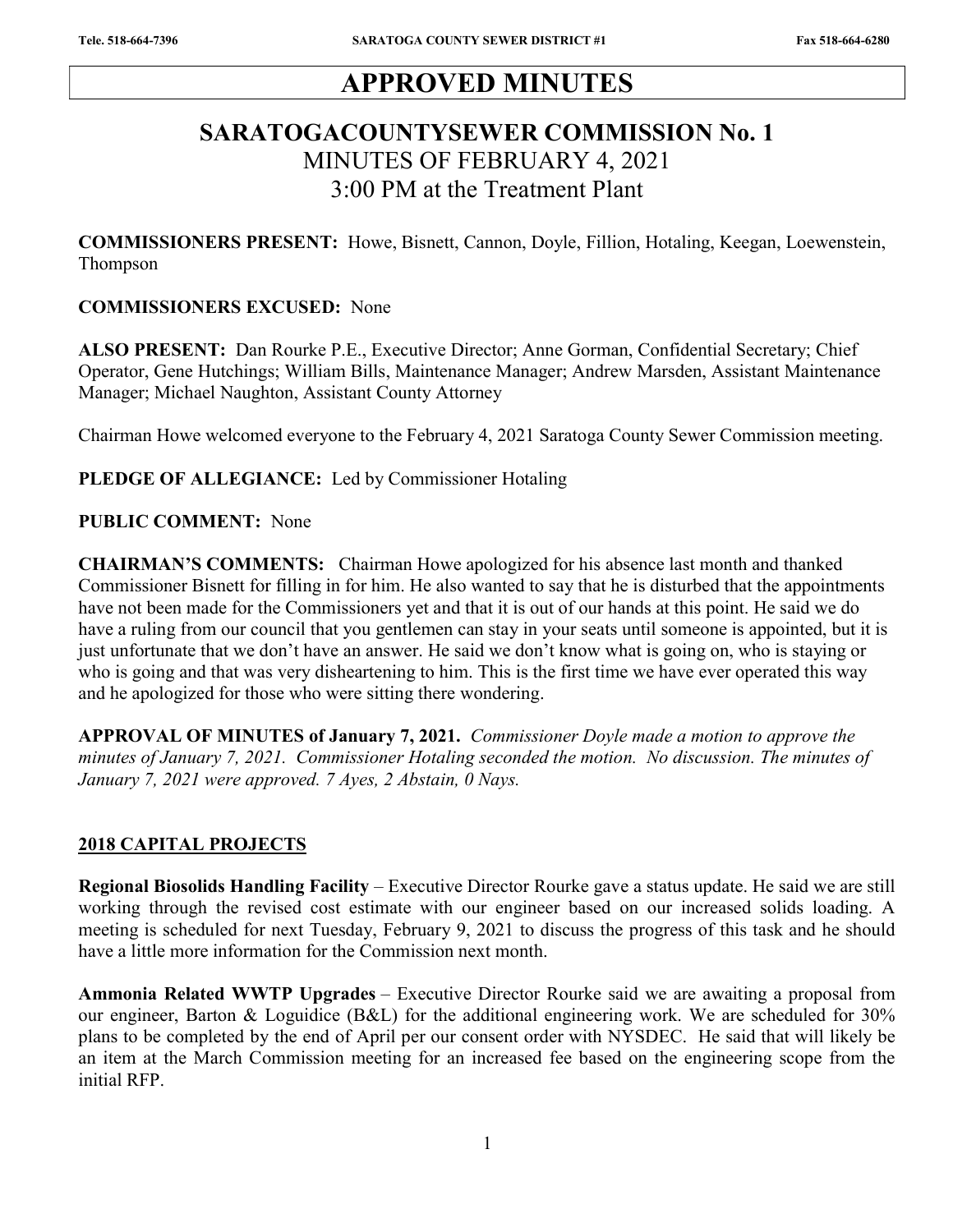# APPROVED MINUTES

## SARATOGACOUNTYSEWER COMMISSION No. 1

MINUTES OF FEBRUARY 4, 2021

3:00 PM at the Treatment Plant

**COMMISSIONERS PRESENT:** Howe, Bisnett, Cannon, Doyle, Fillion, Hotaling, Keegan, Loewenstein, Thompson

**COMMISSIONERS EXCUSED:** None

**ALSO PRESENT:** Dan Rourke P.E., Executive Director; Anne Gorman, Confidential Secretary; Chief Operator, Gene Hutchings; William Bills, Maintenance Manager; Andrew Marsden, Assistant Maintenance Manager; Michael Naughton, Assistant County Attorney

Chairman Howe welcomed everyone to the February 4, 2021 Saratoga County Sewer Commission meeting.

**PLEDGE OF ALLEGIANCE:** Led by Commissioner Hotaling

**PUBLIC COMMENT:** None

**CHAIRMAN'S COMMENTS:** Chairman Howe apologized for his absence last month and thanked Commissioner Bisnett for filling in for him. He also wanted to say that he is disturbed that the appointments have not been made for the Commissioners yet and that it is out of our hands at this point. He said we do have a ruling from our council that you gentlemen can stay in your seats until someone is appointed, but it is just unfortunate that we don't have an answer. He said we don't know what is going on, who is staying or who is going and that was very disheartening to him. This is the first time we have ever operated this way and he apologized for those who were sitting there wondering.

**APPROVAL OF MINUTES of January 7, 2021.** *Commissioner Doyle made a motion to approve the minutes of January 7, 2021. Commissioner Hotaling seconded the motion. No discussion. The minutes of January 7, 2021 were approved. 7 Ayes, 2 Abstain, 0 Nays.*

**2018 CAPITAL PROJECTS**

**Regional Biosolids Handling Facility** – Executive Director Rourke gave a status update. He said we are still working through the revised cost estimate with our engineer based on our increased solids loading. A meeting is scheduled for next Tuesday, February 9, 2021 to discuss the progress of this task and he should have a little more information for the Commission next month.

**Ammonia Related WWTP Upgrades** – Executive Director Rourke said we are awaiting a proposal from our engineer, Barton & Loguidice (B&L) for the additional engineering work. We are scheduled for 30% plans to be completed by the end of April per our consent order with NYSDEC. He said that will likely be an item at the March Commission meeting for an increased fee based on the engineering scope from the initial RFP.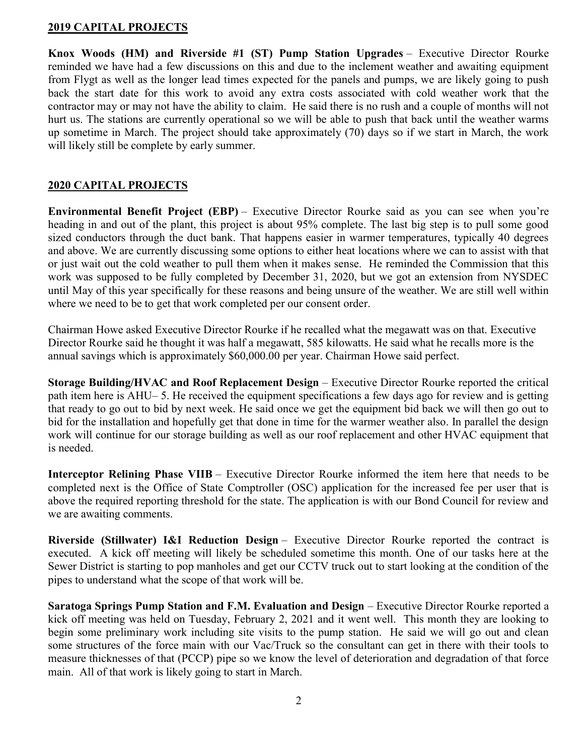## 2019 CAPITAL PROJECTS

**Knox Woods (HM) and Riverside #1 (ST) Pump Station Upgrades** – Executive Director Rourke reminded we have had a few discussions on this and due to the inclement weather and awaiting equipment from Flygt as well as the longer lead times expected for the panels and pumps, we are likely going to push back the start date for this work to avoid any extra costs associated with cold weather work that the contractor may or may not have the ability to claim. He said there is no rush and a couple of months will not hurt us. The stations are currently operational so we will be able to push that back until the weather warms up sometime in March. The project should take approximately (70) days so if we start in March, the work will likely still be complete by early summer.

## 2020 CAPITAL PROJECTS

**Environmental Benefit Project (EBP)** – Executive Director Rourke said as you can see when you're heading in and out of the plant, this project is about 95% complete. The last big step is to pull some good sized conductors through the duct bank. That happens easier in warmer temperatures, typically 40 degrees and above. We are currently discussing some options to either heat locations where we can to assist with that or just wait out the cold weather to pull them when it makes sense. He reminded the Commission that this work was supposed to be fully completed by December 31, 2020, but we got an extension from NYSDEC until May of this year specifically for these reasons and being unsure of the weather. We are still well within where we need to be to get that work completed per our consent order.

Chairman Howe asked Executive Director Rourke if he recalled what the megawatt was on that. Executive Director Rourke said he thought it was half a megawatt, 585 kilowatts. He said what he recalls more is the annual savings which is approximately $60,000.00 per year. Chairman Howe said perfect.

**Storage Building/HVAC and Roof Replacement Design** – Executive Director Rourke reported the critical path item here is AHU– 5. He received the equipment specifications a few days ago for review and is getting that ready to go out to bid by next week. He said once we get the equipment bid back we will then go out to bid for the installation and hopefully get that done in time for the warmer weather also. In parallel the design work will continue for our storage building as well as our roof replacement and other HVAC equipment that is needed.

**Interceptor Relining Phase VIIB** – Executive Director Rourke informed the item here that needs to be completed next is the Office of State Comptroller (OSC) application for the increased fee per user that is above the required reporting threshold for the state. The application is with our Bond Council for review and we are awaiting comments.

**Riverside (Stillwater) I&I Reduction Design** – Executive Director Rourke reported the contract is executed. A kick off meeting will likely be scheduled sometime this month. One of our tasks here at the Sewer District is starting to pop manholes and get our CCTV truck out to start looking at the condition of the pipes to understand what the scope of that work will be.

**Saratoga Springs Pump Station and F.M. Evaluation and Design** – Executive Director Rourke reported a kick off meeting was held on Tuesday, February 2, 2021 and it went well. This month they are looking to begin some preliminary work including site visits to the pump station. He said we will go out and clean some structures of the force main with our Vac/Truck so the consultant can get in there with their tools to measure thicknesses of that (PCCP) pipe so we know the level of deterioration and degradation of that force main. All of that work is likely going to start in March.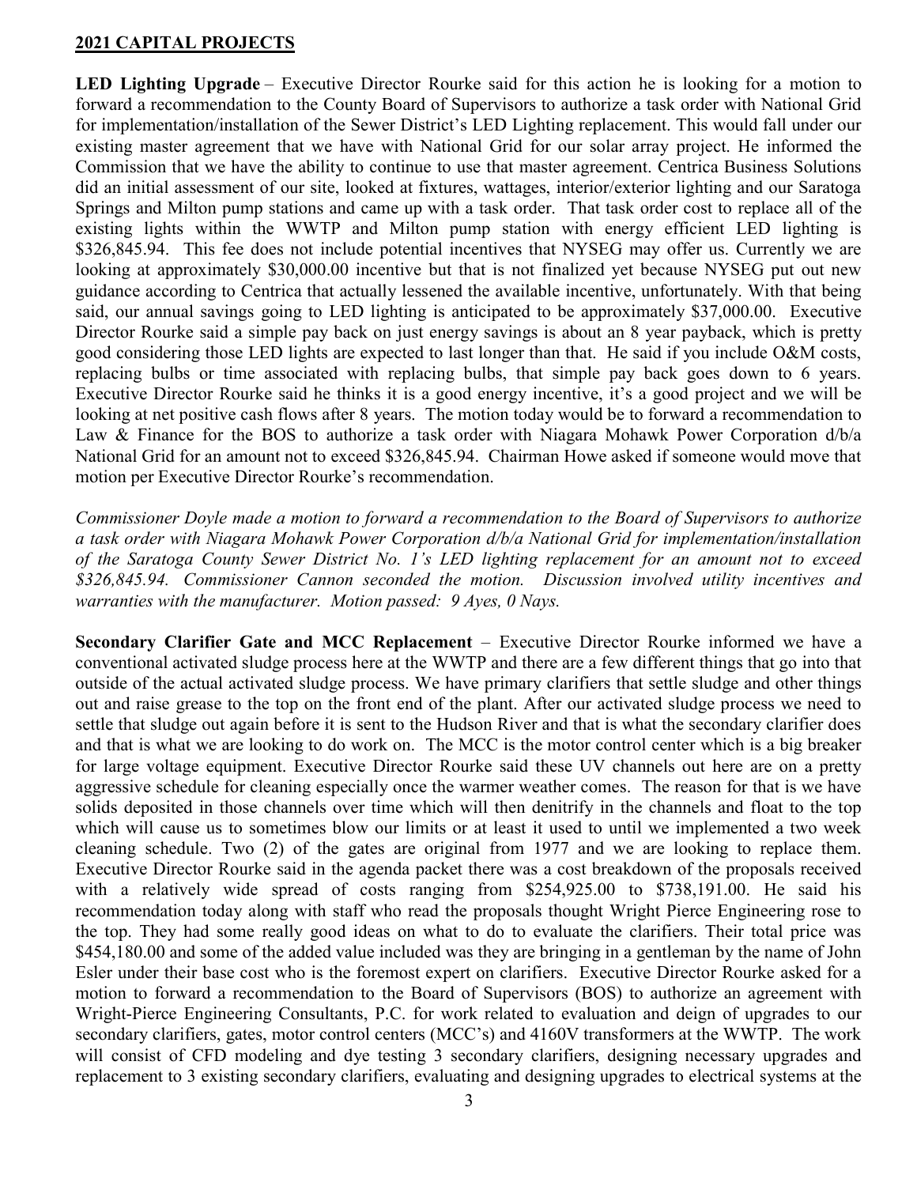## 2021 CAPITAL PROJECTS

**LED Lighting Upgrade** – Executive Director Rourke said for this action he is looking for a motion to forward a recommendation to the County Board of Supervisors to authorize a task order with National Grid for implementation/installation of the Sewer District's LED Lighting replacement. This would fall under our existing master agreement that we have with National Grid for our solar array project. He informed the Commission that we have the ability to continue to use that master agreement. Centrica Business Solutions did an initial assessment of our site, looked at fixtures, wattages, interior/exterior lighting and our Saratoga Springs and Milton pump stations and came up with a task order. That task order cost to replace all of the existing lights within the WWTP and Milton pump station with energy efficient LED lighting is $326,845.94. This fee does not include potential incentives that NYSEG may offer us. Currently we are looking at approximately $30,000.00 incentive but that is not finalized yet because NYSEG put out new guidance according to Centrica that actually lessened the available incentive, unfortunately. With that being said, our annual savings going to LED lighting is anticipated to be approximately $37,000.00. Executive Director Rourke said a simple pay back on just energy savings is about an 8 year payback, which is pretty good considering those LED lights are expected to last longer than that. He said if you include O&M costs, replacing bulbs or time associated with replacing bulbs, that simple pay back goes down to 6 years. Executive Director Rourke said he thinks it is a good energy incentive, it's a good project and we will be looking at net positive cash flows after 8 years. The motion today would be to forward a recommendation to Law & Finance for the BOS to authorize a task order with Niagara Mohawk Power Corporation d/b/a National Grid for an amount not to exceed $326,845.94. Chairman Howe asked if someone would move that motion per Executive Director Rourke's recommendation.

*Commissioner Doyle made a motion to forward a recommendation to the Board of Supervisors to authorize a task order with Niagara Mohawk Power Corporation d/b/a National Grid for implementation/installation of the Saratoga County Sewer District No. 1's LED lighting replacement for an amount not to exceed $326,845.94. Commissioner Cannon seconded the motion. Discussion involved utility incentives and warranties with the manufacturer. Motion passed: 9 Ayes, 0 Nays.*

**Secondary Clarifier Gate and MCC Replacement** – Executive Director Rourke informed we have a conventional activated sludge process here at the WWTP and there are a few different things that go into that outside of the actual activated sludge process. We have primary clarifiers that settle sludge and other things out and raise grease to the top on the front end of the plant. After our activated sludge process we need to settle that sludge out again before it is sent to the Hudson River and that is what the secondary clarifier does and that is what we are looking to do work on. The MCC is the motor control center which is a big breaker for large voltage equipment. Executive Director Rourke said these UV channels out here are on a pretty aggressive schedule for cleaning especially once the warmer weather comes. The reason for that is we have solids deposited in those channels over time which will then denitrify in the channels and float to the top which will cause us to sometimes blow our limits or at least it used to until we implemented a two week cleaning schedule. Two (2) of the gates are original from 1977 and we are looking to replace them. Executive Director Rourke said in the agenda packet there was a cost breakdown of the proposals received with a relatively wide spread of costs ranging from $254,925.00 to $738,191.00. He said his recommendation today along with staff who read the proposals thought Wright Pierce Engineering rose to the top. They had some really good ideas on what to do to evaluate the clarifiers. Their total price was $454,180.00 and some of the added value included was they are bringing in a gentleman by the name of John Esler under their base cost who is the foremost expert on clarifiers. Executive Director Rourke asked for a motion to forward a recommendation to the Board of Supervisors (BOS) to authorize an agreement with Wright-Pierce Engineering Consultants, P.C. for work related to evaluation and deign of upgrades to our secondary clarifiers, gates, motor control centers (MCC's) and 4160V transformers at the WWTP. The work will consist of CFD modeling and dye testing 3 secondary clarifiers, designing necessary upgrades and replacement to 3 existing secondary clarifiers, evaluating and designing upgrades to electrical systems at the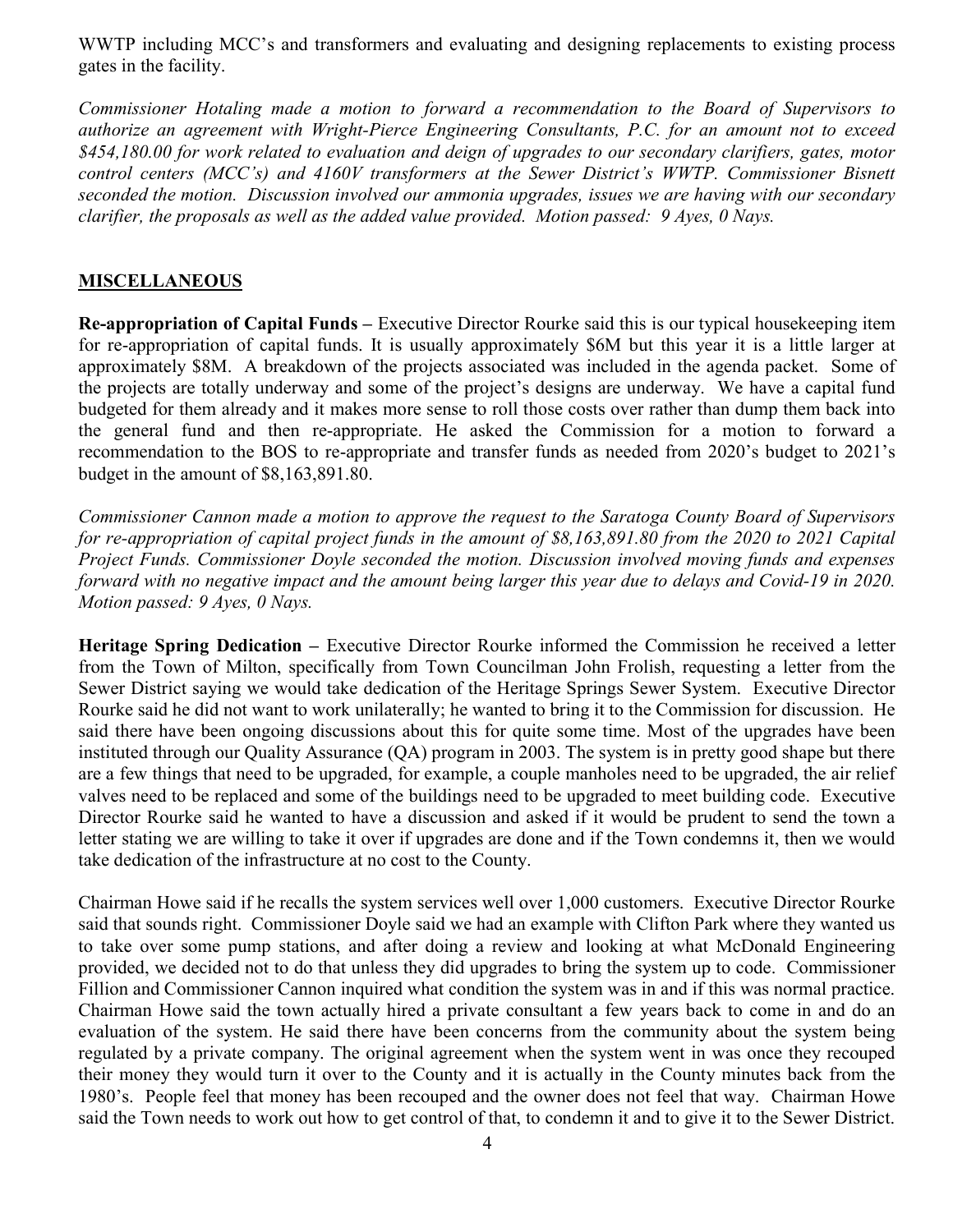WWTP including MCC's and transformers and evaluating and designing replacements to existing process gates in the facility.

*Commissioner Hotaling made a motion to forward a recommendation to the Board of Supervisors to authorize an agreement with Wright-Pierce Engineering Consultants, P.C. for an amount not to exceed $454,180.00 for work related to evaluation and deign of upgrades to our secondary clarifiers, gates, motor control centers (MCC's) and 4160V transformers at the Sewer District's WWTP. Commissioner Bisnett seconded the motion. Discussion involved our ammonia upgrades, issues we are having with our secondary clarifier, the proposals as well as the added value provided. Motion passed: 9 Ayes, 0 Nays.*

## MISCELLANEOUS

**Re-appropriation of Capital Funds –** Executive Director Rourke said this is our typical housekeeping item for re-appropriation of capital funds. It is usually approximately $6M but this year it is a little larger at approximately $8M. A breakdown of the projects associated was included in the agenda packet. Some of the projects are totally underway and some of the project's designs are underway. We have a capital fund budgeted for them already and it makes more sense to roll those costs over rather than dump them back into the general fund and then re-appropriate. He asked the Commission for a motion to forward a recommendation to the BOS to re-appropriate and transfer funds as needed from 2020's budget to 2021's budget in the amount of $8,163,891.80.

*Commissioner Cannon made a motion to approve the request to the Saratoga County Board of Supervisors for re-appropriation of capital project funds in the amount of $8,163,891.80 from the 2020 to 2021 Capital Project Funds. Commissioner Doyle seconded the motion. Discussion involved moving funds and expenses forward with no negative impact and the amount being larger this year due to delays and Covid-19 in 2020. Motion passed: 9 Ayes, 0 Nays.*

**Heritage Spring Dedication –** Executive Director Rourke informed the Commission he received a letter from the Town of Milton, specifically from Town Councilman John Frolish, requesting a letter from the Sewer District saying we would take dedication of the Heritage Springs Sewer System. Executive Director Rourke said he did not want to work unilaterally; he wanted to bring it to the Commission for discussion. He said there have been ongoing discussions about this for quite some time. Most of the upgrades have been instituted through our Quality Assurance (QA) program in 2003. The system is in pretty good shape but there are a few things that need to be upgraded, for example, a couple manholes need to be upgraded, the air relief valves need to be replaced and some of the buildings need to be upgraded to meet building code. Executive Director Rourke said he wanted to have a discussion and asked if it would be prudent to send the town a letter stating we are willing to take it over if upgrades are done and if the Town condemns it, then we would take dedication of the infrastructure at no cost to the County.

Chairman Howe said if he recalls the system services well over 1,000 customers. Executive Director Rourke said that sounds right. Commissioner Doyle said we had an example with Clifton Park where they wanted us to take over some pump stations, and after doing a review and looking at what McDonald Engineering provided, we decided not to do that unless they did upgrades to bring the system up to code. Commissioner Fillion and Commissioner Cannon inquired what condition the system was in and if this was normal practice. Chairman Howe said the town actually hired a private consultant a few years back to come in and do an evaluation of the system. He said there have been concerns from the community about the system being regulated by a private company. The original agreement when the system went in was once they recouped their money they would turn it over to the County and it is actually in the County minutes back from the 1980's. People feel that money has been recouped and the owner does not feel that way. Chairman Howe said the Town needs to work out how to get control of that, to condemn it and to give it to the Sewer District.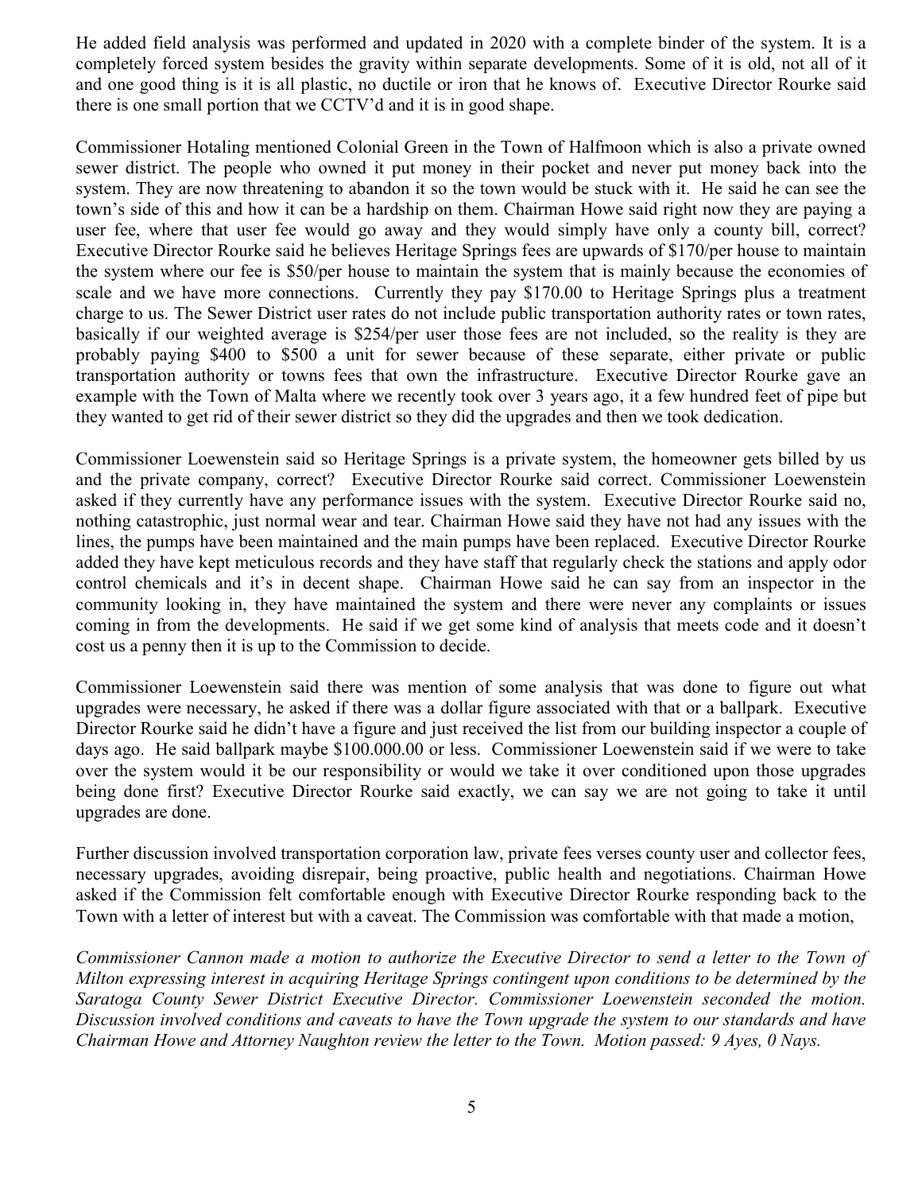He added field analysis was performed and updated in 2020 with a complete binder of the system. It is a completely forced system besides the gravity within separate developments. Some of it is old, not all of it and one good thing is it is all plastic, no ductile or iron that he knows of. Executive Director Rourke said there is one small portion that we CCTV'd and it is in good shape.

Commissioner Hotaling mentioned Colonial Green in the Town of Halfmoon which is also a private owned sewer district. The people who owned it put money in their pocket and never put money back into the system. They are now threatening to abandon it so the town would be stuck with it. He said he can see the town's side of this and how it can be a hardship on them. Chairman Howe said right now they are paying a user fee, where that user fee would go away and they would simply have only a county bill, correct? Executive Director Rourke said he believes Heritage Springs fees are upwards of $170/per house to maintain the system where our fee is $50/per house to maintain the system that is mainly because the economies of scale and we have more connections. Currently they pay $170.00 to Heritage Springs plus a treatment charge to us. The Sewer District user rates do not include public transportation authority rates or town rates, basically if our weighted average is $254/per user those fees are not included, so the reality is they are probably paying $400 to $500 a unit for sewer because of these separate, either private or public transportation authority or towns fees that own the infrastructure. Executive Director Rourke gave an example with the Town of Malta where we recently took over 3 years ago, it a few hundred feet of pipe but they wanted to get rid of their sewer district so they did the upgrades and then we took dedication.

Commissioner Loewenstein said so Heritage Springs is a private system, the homeowner gets billed by us and the private company, correct? Executive Director Rourke said correct. Commissioner Loewenstein asked if they currently have any performance issues with the system. Executive Director Rourke said no, nothing catastrophic, just normal wear and tear. Chairman Howe said they have not had any issues with the lines, the pumps have been maintained and the main pumps have been replaced. Executive Director Rourke added they have kept meticulous records and they have staff that regularly check the stations and apply odor control chemicals and it's in decent shape. Chairman Howe said he can say from an inspector in the community looking in, they have maintained the system and there were never any complaints or issues coming in from the developments. He said if we get some kind of analysis that meets code and it doesn't cost us a penny then it is up to the Commission to decide.

Commissioner Loewenstein said there was mention of some analysis that was done to figure out what upgrades were necessary, he asked if there was a dollar figure associated with that or a ballpark. Executive Director Rourke said he didn't have a figure and just received the list from our building inspector a couple of days ago. He said ballpark maybe $100.000.00 or less. Commissioner Loewenstein said if we were to take over the system would it be our responsibility or would we take it over conditioned upon those upgrades being done first? Executive Director Rourke said exactly, we can say we are not going to take it until upgrades are done.

Further discussion involved transportation corporation law, private fees verses county user and collector fees, necessary upgrades, avoiding disrepair, being proactive, public health and negotiations. Chairman Howe asked if the Commission felt comfortable enough with Executive Director Rourke responding back to the Town with a letter of interest but with a caveat. The Commission was comfortable with that made a motion,

*Commissioner Cannon made a motion to authorize the Executive Director to send a letter to the Town of Milton expressing interest in acquiring Heritage Springs contingent upon conditions to be determined by the Saratoga County Sewer District Executive Director. Commissioner Loewenstein seconded the motion. Discussion involved conditions and caveats to have the Town upgrade the system to our standards and have Chairman Howe and Attorney Naughton review the letter to the Town. Motion passed: 9 Ayes, 0 Nays.*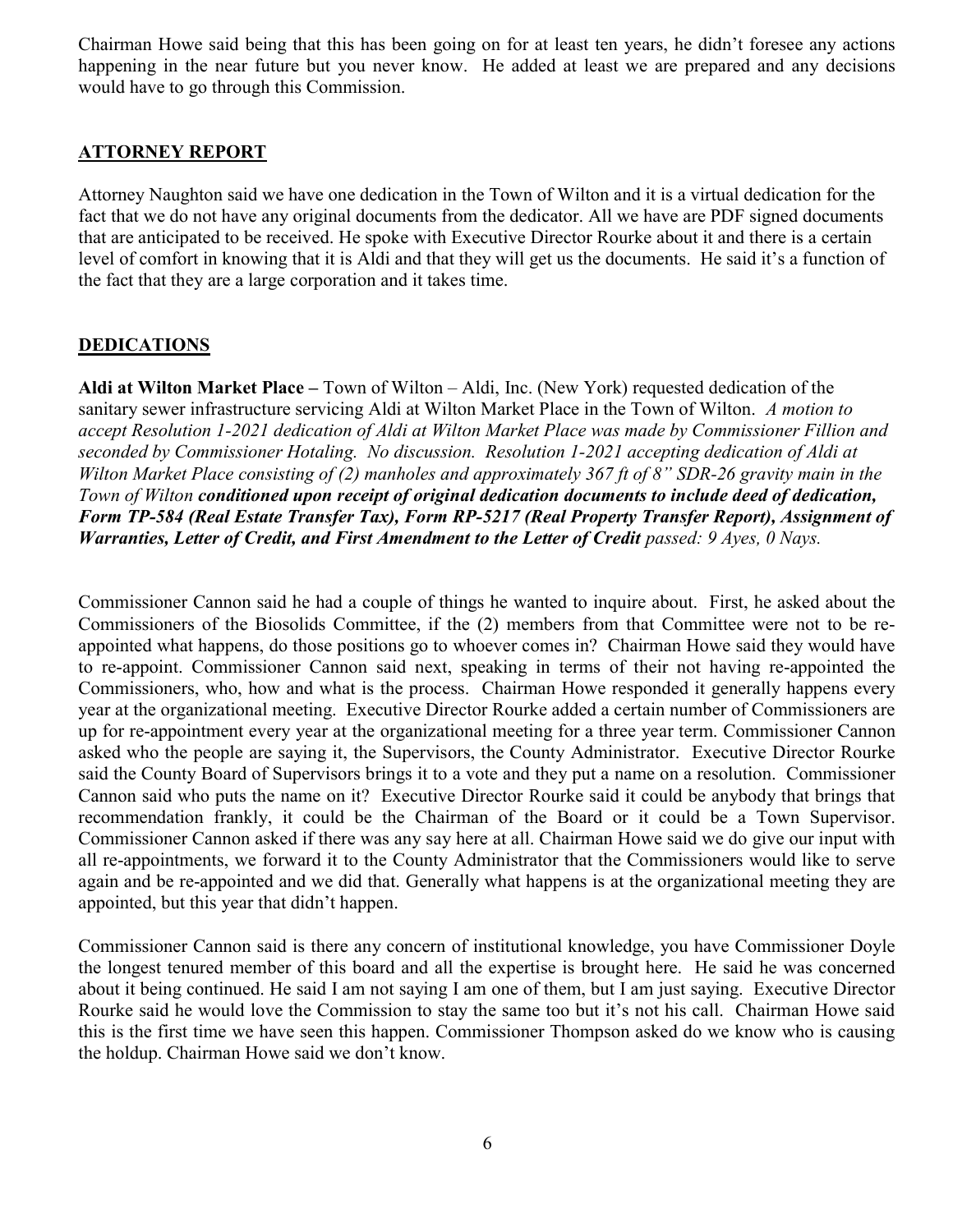Chairman Howe said being that this has been going on for at least ten years, he didn't foresee any actions happening in the near future but you never know. He added at least we are prepared and any decisions would have to go through this Commission.

## ATTORNEY REPORT

Attorney Naughton said we have one dedication in the Town of Wilton and it is a virtual dedication for the fact that we do not have any original documents from the dedicator. All we have are PDF signed documents that are anticipated to be received. He spoke with Executive Director Rourke about it and there is a certain level of comfort in knowing that it is Aldi and that they will get us the documents. He said it's a function of the fact that they are a large corporation and it takes time.

## DEDICATIONS

**Aldi at Wilton Market Place –** Town of Wilton – Aldi, Inc. (New York) requested dedication of the sanitary sewer infrastructure servicing Aldi at Wilton Market Place in the Town of Wilton. *A motion to accept Resolution 1-2021 dedication of Aldi at Wilton Market Place was made by Commissioner Fillion and seconded by Commissioner Hotaling. No discussion. Resolution 1-2021 accepting dedication of Aldi at Wilton Market Place consisting of (2) manholes and approximately 367 ft of 8" SDR-26 gravity main in the Town of Wilton* ***conditioned upon receipt of original dedication documents to include deed of dedication, Form TP-584 (Real Estate Transfer Tax), Form RP-5217 (Real Property Transfer Report), Assignment of Warranties, Letter of Credit, and First Amendment to the Letter of Credit*** *passed: 9 Ayes, 0 Nays.*

Commissioner Cannon said he had a couple of things he wanted to inquire about. First, he asked about the Commissioners of the Biosolids Committee, if the (2) members from that Committee were not to be re-appointed what happens, do those positions go to whoever comes in? Chairman Howe said they would have to re-appoint. Commissioner Cannon said next, speaking in terms of their not having re-appointed the Commissioners, who, how and what is the process. Chairman Howe responded it generally happens every year at the organizational meeting. Executive Director Rourke added a certain number of Commissioners are up for re-appointment every year at the organizational meeting for a three year term. Commissioner Cannon asked who the people are saying it, the Supervisors, the County Administrator. Executive Director Rourke said the County Board of Supervisors brings it to a vote and they put a name on a resolution. Commissioner Cannon said who puts the name on it? Executive Director Rourke said it could be anybody that brings that recommendation frankly, it could be the Chairman of the Board or it could be a Town Supervisor. Commissioner Cannon asked if there was any say here at all. Chairman Howe said we do give our input with all re-appointments, we forward it to the County Administrator that the Commissioners would like to serve again and be re-appointed and we did that. Generally what happens is at the organizational meeting they are appointed, but this year that didn't happen.

Commissioner Cannon said is there any concern of institutional knowledge, you have Commissioner Doyle the longest tenured member of this board and all the expertise is brought here. He said he was concerned about it being continued. He said I am not saying I am one of them, but I am just saying. Executive Director Rourke said he would love the Commission to stay the same too but it's not his call. Chairman Howe said this is the first time we have seen this happen. Commissioner Thompson asked do we know who is causing the holdup. Chairman Howe said we don't know.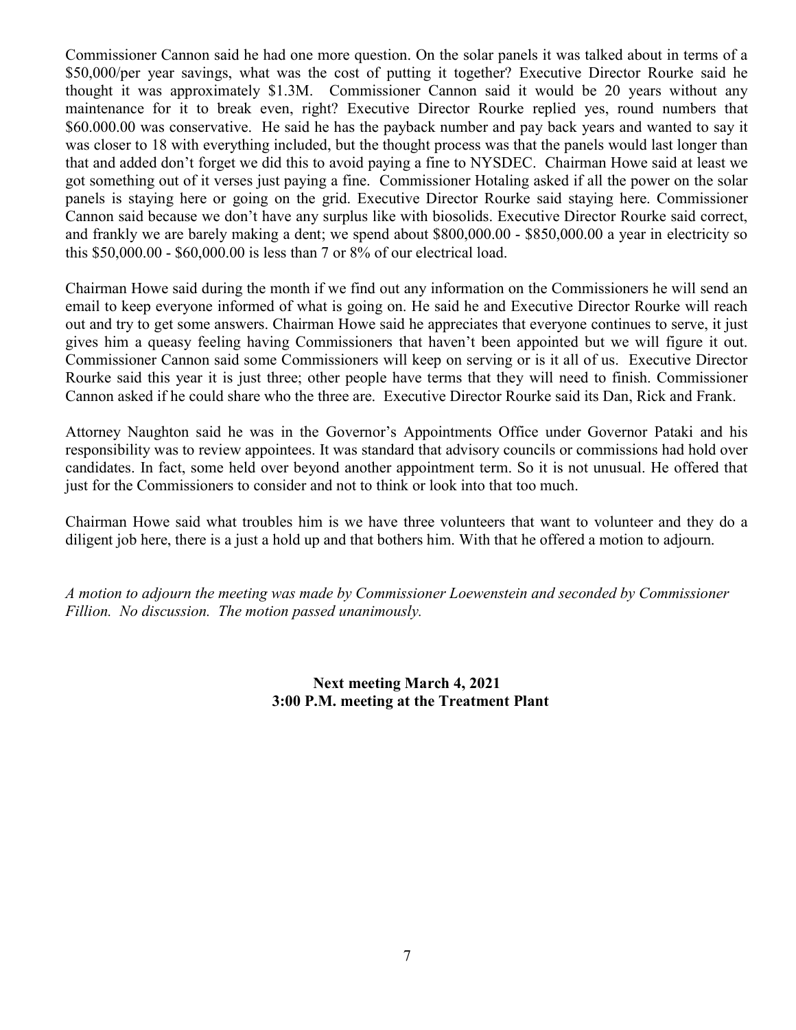Commissioner Cannon said he had one more question. On the solar panels it was talked about in terms of a \$50,000/per year savings, what was the cost of putting it together? Executive Director Rourke said he thought it was approximately \$1.3M. Commissioner Cannon said it would be 20 years without any maintenance for it to break even, right? Executive Director Rourke replied yes, round numbers that \$60.000.00 was conservative. He said he has the payback number and pay back years and wanted to say it was closer to 18 with everything included, but the thought process was that the panels would last longer than that and added don't forget we did this to avoid paying a fine to NYSDEC. Chairman Howe said at least we got something out of it verses just paying a fine. Commissioner Hotaling asked if all the power on the solar panels is staying here or going on the grid. Executive Director Rourke said staying here. Commissioner Cannon said because we don't have any surplus like with biosolids. Executive Director Rourke said correct, and frankly we are barely making a dent; we spend about \$800,000.00 - \$850,000.00 a year in electricity so this \$50,000.00 - \$60,000.00 is less than 7 or 8% of our electrical load.

Chairman Howe said during the month if we find out any information on the Commissioners he will send an email to keep everyone informed of what is going on. He said he and Executive Director Rourke will reach out and try to get some answers. Chairman Howe said he appreciates that everyone continues to serve, it just gives him a queasy feeling having Commissioners that haven't been appointed but we will figure it out. Commissioner Cannon said some Commissioners will keep on serving or is it all of us. Executive Director Rourke said this year it is just three; other people have terms that they will need to finish. Commissioner Cannon asked if he could share who the three are. Executive Director Rourke said its Dan, Rick and Frank.

Attorney Naughton said he was in the Governor's Appointments Office under Governor Pataki and his responsibility was to review appointees. It was standard that advisory councils or commissions had hold over candidates. In fact, some held over beyond another appointment term. So it is not unusual. He offered that just for the Commissioners to consider and not to think or look into that too much.

Chairman Howe said what troubles him is we have three volunteers that want to volunteer and they do a diligent job here, there is a just a hold up and that bothers him. With that he offered a motion to adjourn.

*A motion to adjourn the meeting was made by Commissioner Loewenstein and seconded by Commissioner Fillion. No discussion. The motion passed unanimously.*

**Next meeting March 4, 2021**
**3:00 P.M. meeting at the Treatment Plant**